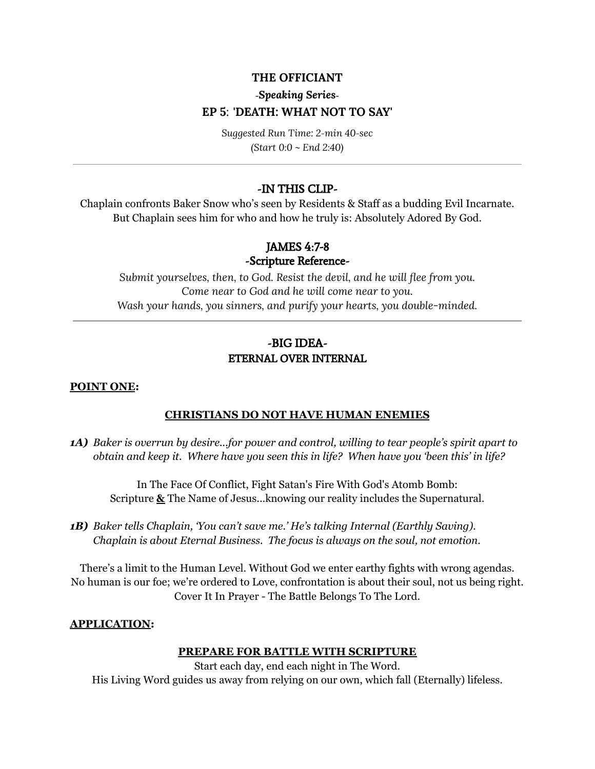# THE OFFICIANT

***-Speaking Series-***

## EP 5: 'DEATH: WHAT NOT TO SAY'

*Suggested Run Time: 2-min 40-sec*
*(Start 0:0 ~ End 2:40)*

---

### -IN THIS CLIP-

Chaplain confronts Baker Snow who's seen by Residents & Staff as a budding Evil Incarnate. But Chaplain sees him for who and how he truly is: Absolutely Adored By God.

### JAMES 4:7-8
### -Scripture Reference-

*Submit yourselves, then, to God. Resist the devil, and he will flee from you.*
*Come near to God and he will come near to you.*
*Wash your hands, you sinners, and purify your hearts, you double-minded.*

---

### -BIG IDEA-
### ETERNAL OVER INTERNAL

<u>**POINT ONE**</u>**:**

<u>**CHRISTIANS DO NOT HAVE HUMAN ENEMIES**</u>

***1A)*** *Baker is overrun by desire...for power and control, willing to tear people's spirit apart to obtain and keep it. Where have you seen this in life? When have you 'been this' in life?*

In The Face Of Conflict, Fight Satan's Fire With God's Atomb Bomb:
Scripture <u>**&**</u> The Name of Jesus...knowing our reality includes the Supernatural.

***1B)*** *Baker tells Chaplain, 'You can't save me.' He's talking Internal (Earthly Saving). Chaplain is about Eternal Business. The focus is always on the soul, not emotion.*

There's a limit to the Human Level. Without God we enter earthy fights with wrong agendas.
No human is our foe; we're ordered to Love, confrontation is about their soul, not us being right.
Cover It In Prayer - The Battle Belongs To The Lord.

<u>**APPLICATION**</u>**:**

<u>**PREPARE FOR BATTLE WITH SCRIPTURE**</u>

Start each day, end each night in The Word.
His Living Word guides us away from relying on our own, which fall (Eternally) lifeless.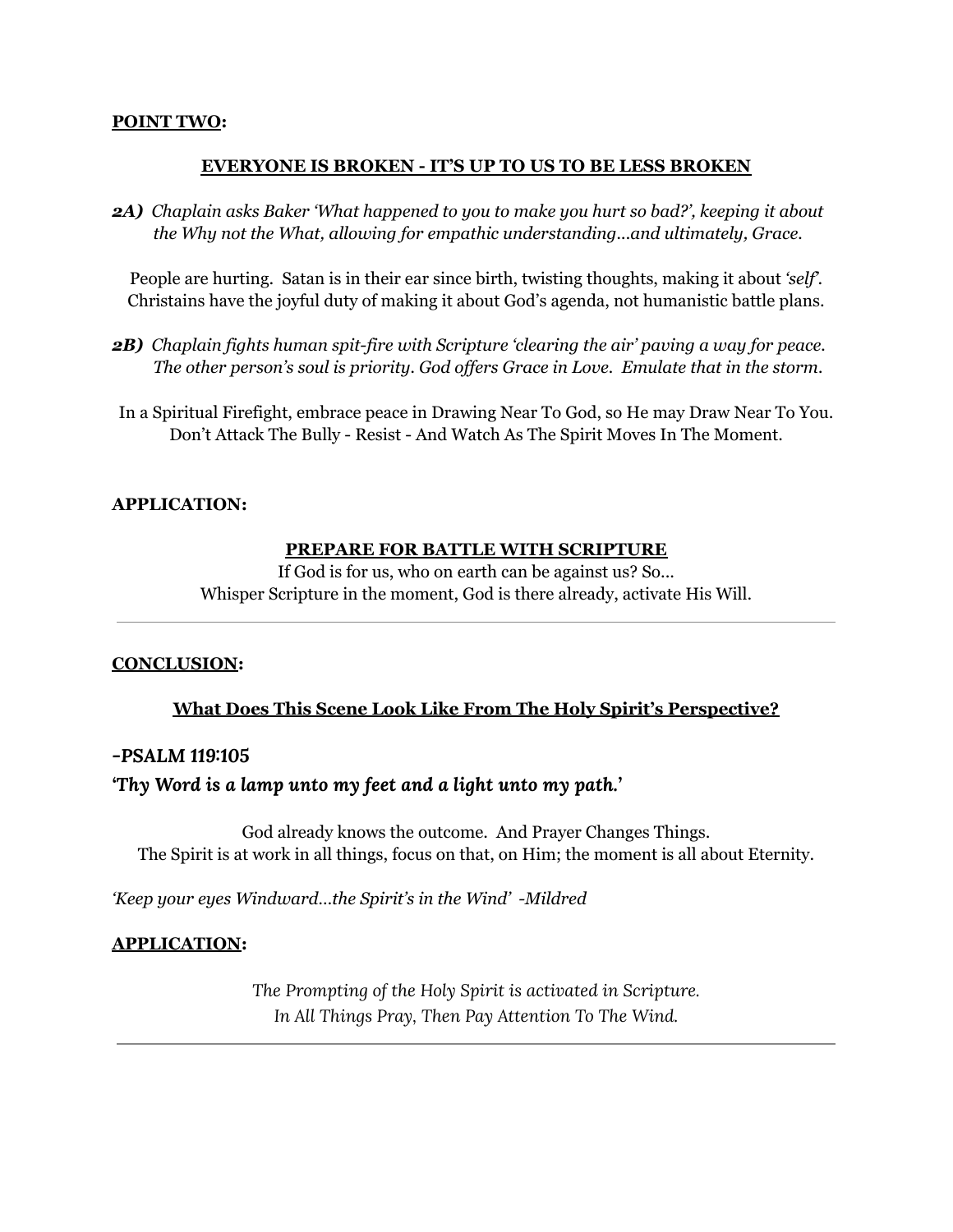**POINT TWO:**

**EVERYONE IS BROKEN - IT'S UP TO US TO BE LESS BROKEN**

***2A)*** *Chaplain asks Baker 'What happened to you to make you hurt so bad?', keeping it about the Why not the What, allowing for empathic understanding…and ultimately, Grace.*

People are hurting. Satan is in their ear since birth, twisting thoughts, making it about *'self'*. Christains have the joyful duty of making it about God's agenda, not humanistic battle plans.

***2B)*** *Chaplain fights human spit-fire with Scripture 'clearing the air' paving a way for peace. The other person's soul is priority. God offers Grace in Love. Emulate that in the storm.*

In a Spiritual Firefight, embrace peace in Drawing Near To God, so He may Draw Near To You. Don't Attack The Bully - Resist - And Watch As The Spirit Moves In The Moment.

**APPLICATION:**

**PREPARE FOR BATTLE WITH SCRIPTURE**

If God is for us, who on earth can be against us? So…
Whisper Scripture in the moment, God is there already, activate His Will.

---

**CONCLUSION:**

**What Does This Scene Look Like From The Holy Spirit's Perspective?**

***-PSALM 119:105***

***'Thy Word is a lamp unto my feet and a light unto my path.'***

God already knows the outcome. And Prayer Changes Things.
The Spirit is at work in all things, focus on that, on Him; the moment is all about Eternity.

*'Keep your eyes Windward…the Spirit's in the Wind' -Mildred*

**APPLICATION:**

*The Prompting of the Holy Spirit is activated in Scripture.*
*In All Things Pray, Then Pay Attention To The Wind.*

---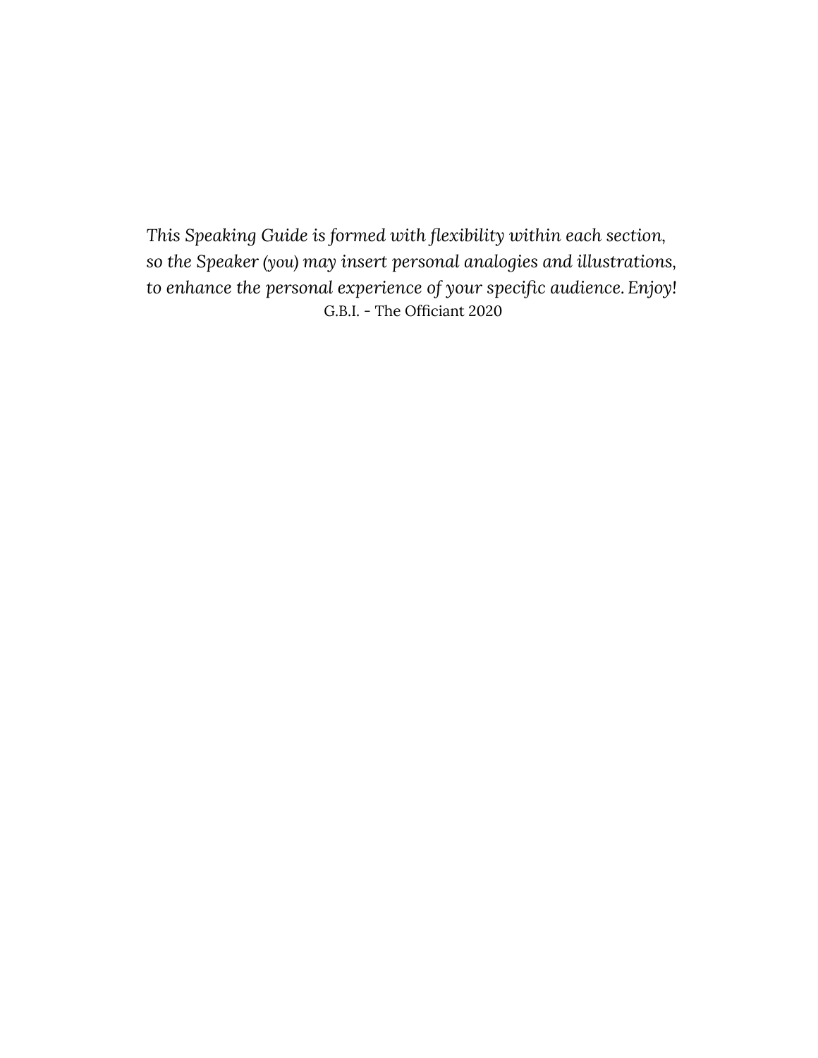*This Speaking Guide is formed with flexibility within each section, so the Speaker* (*you*) *may insert personal analogies and illustrations, to enhance the personal experience of your specific audience. Enjoy!*

G.B.I. - The Officiant 2020